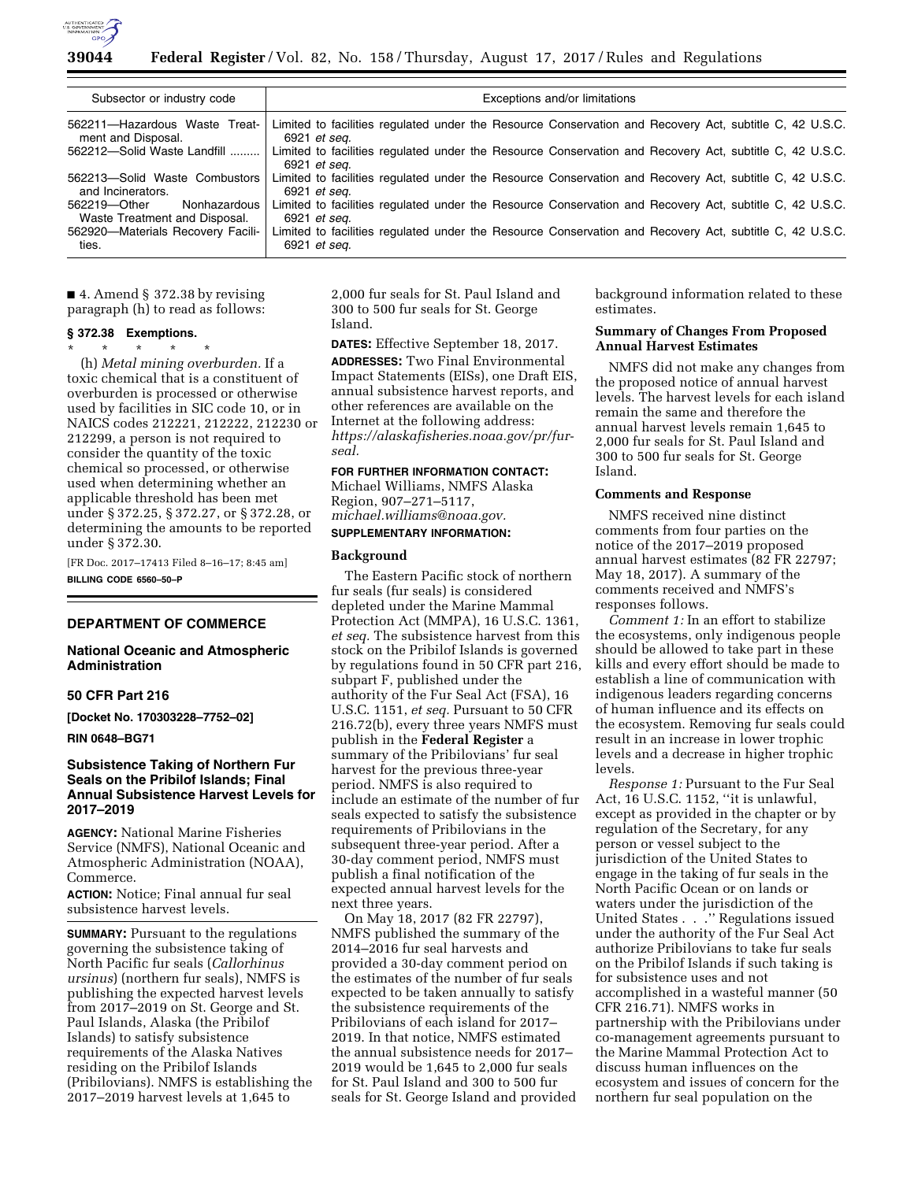| Subsector or industry code | Exceptions and/or limitations |
| --- | --- |
| 562211—Hazardous Waste Treatment and Disposal. | Limited to facilities regulated under the Resource Conservation and Recovery Act, subtitle C, 42 U.S.C. 6921 *et seq.* |
| 562212—Solid Waste Landfill ......... | Limited to facilities regulated under the Resource Conservation and Recovery Act, subtitle C, 42 U.S.C. 6921 *et seq.* |
| 562213—Solid Waste Combustors and Incinerators. | Limited to facilities regulated under the Resource Conservation and Recovery Act, subtitle C, 42 U.S.C. 6921 *et seq.* |
| 562219—Other Nonhazardous Waste Treatment and Disposal. | Limited to facilities regulated under the Resource Conservation and Recovery Act, subtitle C, 42 U.S.C. 6921 *et seq.* |
| 562920—Materials Recovery Facilities. | Limited to facilities regulated under the Resource Conservation and Recovery Act, subtitle C, 42 U.S.C. 6921 *et seq.* |

■ 4. Amend § 372.38 by revising paragraph (h) to read as follows:

**§ 372.38 Exemptions.**

\* \* \* \* \*

(h) *Metal mining overburden.* If a toxic chemical that is a constituent of overburden is processed or otherwise used by facilities in SIC code 10, or in NAICS codes 212221, 212222, 212230 or 212299, a person is not required to consider the quantity of the toxic chemical so processed, or otherwise used when determining whether an applicable threshold has been met under § 372.25, § 372.27, or § 372.28, or determining the amounts to be reported under § 372.30.

[FR Doc. 2017–17413 Filed 8–16–17; 8:45 am]

**BILLING CODE 6560–50–P**

## DEPARTMENT OF COMMERCE

### National Oceanic and Atmospheric Administration

### 50 CFR Part 216

**[Docket No. 170303228–7752–02]**

**RIN 0648–BG71**

### Subsistence Taking of Northern Fur Seals on the Pribilof Islands; Final Annual Subsistence Harvest Levels for 2017–2019

**AGENCY:** National Marine Fisheries Service (NMFS), National Oceanic and Atmospheric Administration (NOAA), Commerce.

**ACTION:** Notice; Final annual fur seal subsistence harvest levels.

**SUMMARY:** Pursuant to the regulations governing the subsistence taking of North Pacific fur seals (*Callorhinus ursinus*) (northern fur seals), NMFS is publishing the expected harvest levels from 2017–2019 on St. George and St. Paul Islands, Alaska (the Pribilof Islands) to satisfy subsistence requirements of the Alaska Natives residing on the Pribilof Islands (Pribilovians). NMFS is establishing the 2017–2019 harvest levels at 1,645 to 2,000 fur seals for St. Paul Island and 300 to 500 fur seals for St. George Island.

**DATES:** Effective September 18, 2017.

**ADDRESSES:** Two Final Environmental Impact Statements (EISs), one Draft EIS, annual subsistence harvest reports, and other references are available on the Internet at the following address: *https://alaskafisheries.noaa.gov/pr/fur-seal.*

**FOR FURTHER INFORMATION CONTACT:** Michael Williams, NMFS Alaska Region, 907–271–5117, *michael.williams@noaa.gov.*

**SUPPLEMENTARY INFORMATION:**

**Background**

The Eastern Pacific stock of northern fur seals (fur seals) is considered depleted under the Marine Mammal Protection Act (MMPA), 16 U.S.C. 1361, *et seq.* The subsistence harvest from this stock on the Pribilof Islands is governed by regulations found in 50 CFR part 216, subpart F, published under the authority of the Fur Seal Act (FSA), 16 U.S.C. 1151, *et seq.* Pursuant to 50 CFR 216.72(b), every three years NMFS must publish in the **Federal Register** a summary of the Pribilovians' fur seal harvest for the previous three-year period. NMFS is also required to include an estimate of the number of fur seals expected to satisfy the subsistence requirements of Pribilovians in the subsequent three-year period. After a 30-day comment period, NMFS must publish a final notification of the expected annual harvest levels for the next three years.

On May 18, 2017 (82 FR 22797), NMFS published the summary of the 2014–2016 fur seal harvests and provided a 30-day comment period on the estimates of the number of fur seals expected to be taken annually to satisfy the subsistence requirements of the Pribilovians of each island for 2017–2019. In that notice, NMFS estimated the annual subsistence needs for 2017–2019 would be 1,645 to 2,000 fur seals for St. Paul Island and 300 to 500 fur seals for St. George Island and provided background information related to these estimates.

**Summary of Changes From Proposed Annual Harvest Estimates**

NMFS did not make any changes from the proposed notice of annual harvest levels. The harvest levels for each island remain the same and therefore the annual harvest levels remain 1,645 to 2,000 fur seals for St. Paul Island and 300 to 500 fur seals for St. George Island.

**Comments and Response**

NMFS received nine distinct comments from four parties on the notice of the 2017–2019 proposed annual harvest estimates (82 FR 22797; May 18, 2017). A summary of the comments received and NMFS's responses follows.

*Comment 1:* In an effort to stabilize the ecosystems, only indigenous people should be allowed to take part in these kills and every effort should be made to establish a line of communication with indigenous leaders regarding concerns of human influence and its effects on the ecosystem. Removing fur seals could result in an increase in lower trophic levels and a decrease in higher trophic levels.

*Response 1:* Pursuant to the Fur Seal Act, 16 U.S.C. 1152, "it is unlawful, except as provided in the chapter or by regulation of the Secretary, for any person or vessel subject to the jurisdiction of the United States to engage in the taking of fur seals in the North Pacific Ocean or on lands or waters under the jurisdiction of the United States . . ." Regulations issued under the authority of the Fur Seal Act authorize Pribilovians to take fur seals on the Pribilof Islands if such taking is for subsistence uses and not accomplished in a wasteful manner (50 CFR 216.71). NMFS works in partnership with the Pribilovians under co-management agreements pursuant to the Marine Mammal Protection Act to discuss human influences on the ecosystem and issues of concern for the northern fur seal population on the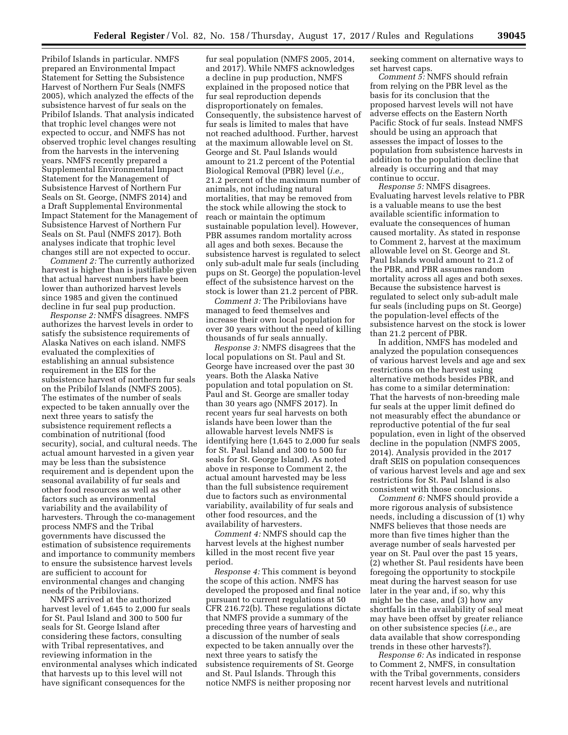Pribilof Islands in particular. NMFS prepared an Environmental Impact Statement for Setting the Subsistence Harvest of Northern Fur Seals (NMFS 2005), which analyzed the effects of the subsistence harvest of fur seals on the Pribilof Islands. That analysis indicated that trophic level changes were not expected to occur, and NMFS has not observed trophic level changes resulting from the harvests in the intervening years. NMFS recently prepared a Supplemental Environmental Impact Statement for the Management of Subsistence Harvest of Northern Fur Seals on St. George, (NMFS 2014) and a Draft Supplemental Environmental Impact Statement for the Management of Subsistence Harvest of Northern Fur Seals on St. Paul (NMFS 2017). Both analyses indicate that trophic level changes still are not expected to occur.

*Comment 2:* The currently authorized harvest is higher than is justifiable given that actual harvest numbers have been lower than authorized harvest levels since 1985 and given the continued decline in fur seal pup production.

*Response 2:* NMFS disagrees. NMFS authorizes the harvest levels in order to satisfy the subsistence requirements of Alaska Natives on each island. NMFS evaluated the complexities of establishing an annual subsistence requirement in the EIS for the subsistence harvest of northern fur seals on the Pribilof Islands (NMFS 2005). The estimates of the number of seals expected to be taken annually over the next three years to satisfy the subsistence requirement reflects a combination of nutritional (food security), social, and cultural needs. The actual amount harvested in a given year may be less than the subsistence requirement and is dependent upon the seasonal availability of fur seals and other food resources as well as other factors such as environmental variability and the availability of harvesters. Through the co-management process NMFS and the Tribal governments have discussed the estimation of subsistence requirements and importance to community members to ensure the subsistence harvest levels are sufficient to account for environmental changes and changing needs of the Pribilovians.

NMFS arrived at the authorized harvest level of 1,645 to 2,000 fur seals for St. Paul Island and 300 to 500 fur seals for St. George Island after considering these factors, consulting with Tribal representatives, and reviewing information in the environmental analyses which indicated that harvests up to this level will not have significant consequences for the fur seal population (NMFS 2005, 2014, and 2017). While NMFS acknowledges a decline in pup production, NMFS explained in the proposed notice that fur seal reproduction depends disproportionately on females. Consequently, the subsistence harvest of fur seals is limited to males that have not reached adulthood. Further, harvest at the maximum allowable level on St. George and St. Paul Islands would amount to 21.2 percent of the Potential Biological Removal (PBR) level (*i.e.,* 21.2 percent of the maximum number of animals, not including natural mortalities, that may be removed from the stock while allowing the stock to reach or maintain the optimum sustainable population level). However, PBR assumes random mortality across all ages and both sexes. Because the subsistence harvest is regulated to select only sub-adult male fur seals (including pups on St. George) the population-level effect of the subsistence harvest on the stock is lower than 21.2 percent of PBR.

*Comment 3:* The Pribilovians have managed to feed themselves and increase their own local population for over 30 years without the need of killing thousands of fur seals annually.

*Response 3:* NMFS disagrees that the local populations on St. Paul and St. George have increased over the past 30 years. Both the Alaska Native population and total population on St. Paul and St. George are smaller today than 30 years ago (NMFS 2017). In recent years fur seal harvests on both islands have been lower than the allowable harvest levels NMFS is identifying here (1,645 to 2,000 fur seals for St. Paul Island and 300 to 500 fur seals for St. George Island). As noted above in response to Comment 2, the actual amount harvested may be less than the full subsistence requirement due to factors such as environmental variability, availability of fur seals and other food resources, and the availability of harvesters.

*Comment 4:* NMFS should cap the harvest levels at the highest number killed in the most recent five year period.

*Response 4:* This comment is beyond the scope of this action. NMFS has developed the proposed and final notice pursuant to current regulations at 50 CFR 216.72(b). These regulations dictate that NMFS provide a summary of the preceding three years of harvesting and a discussion of the number of seals expected to be taken annually over the next three years to satisfy the subsistence requirements of St. George and St. Paul Islands. Through this notice NMFS is neither proposing nor seeking comment on alternative ways to set harvest caps.

*Comment 5:* NMFS should refrain from relying on the PBR level as the basis for its conclusion that the proposed harvest levels will not have adverse effects on the Eastern North Pacific Stock of fur seals. Instead NMFS should be using an approach that assesses the impact of losses to the population from subsistence harvests in addition to the population decline that already is occurring and that may continue to occur.

*Response 5:* NMFS disagrees. Evaluating harvest levels relative to PBR is a valuable means to use the best available scientific information to evaluate the consequences of human caused mortality. As stated in response to Comment 2, harvest at the maximum allowable level on St. George and St. Paul Islands would amount to 21.2 of the PBR, and PBR assumes random mortality across all ages and both sexes. Because the subsistence harvest is regulated to select only sub-adult male fur seals (including pups on St. George) the population-level effects of the subsistence harvest on the stock is lower than 21.2 percent of PBR.

In addition, NMFS has modeled and analyzed the population consequences of various harvest levels and age and sex restrictions on the harvest using alternative methods besides PBR, and has come to a similar determination: That the harvests of non-breeding male fur seals at the upper limit defined do not measurably effect the abundance or reproductive potential of the fur seal population, even in light of the observed decline in the population (NMFS 2005, 2014). Analysis provided in the 2017 draft SEIS on population consequences of various harvest levels and age and sex restrictions for St. Paul Island is also consistent with those conclusions.

*Comment 6:* NMFS should provide a more rigorous analysis of subsistence needs, including a discussion of (1) why NMFS believes that those needs are more than five times higher than the average number of seals harvested per year on St. Paul over the past 15 years, (2) whether St. Paul residents have been foregoing the opportunity to stockpile meat during the harvest season for use later in the year and, if so, why this might be the case, and (3) how any shortfalls in the availability of seal meat may have been offset by greater reliance on other subsistence species (*i.e.,* are data available that show corresponding trends in these other harvests?).

*Response 6:* As indicated in response to Comment 2, NMFS, in consultation with the Tribal governments, considers recent harvest levels and nutritional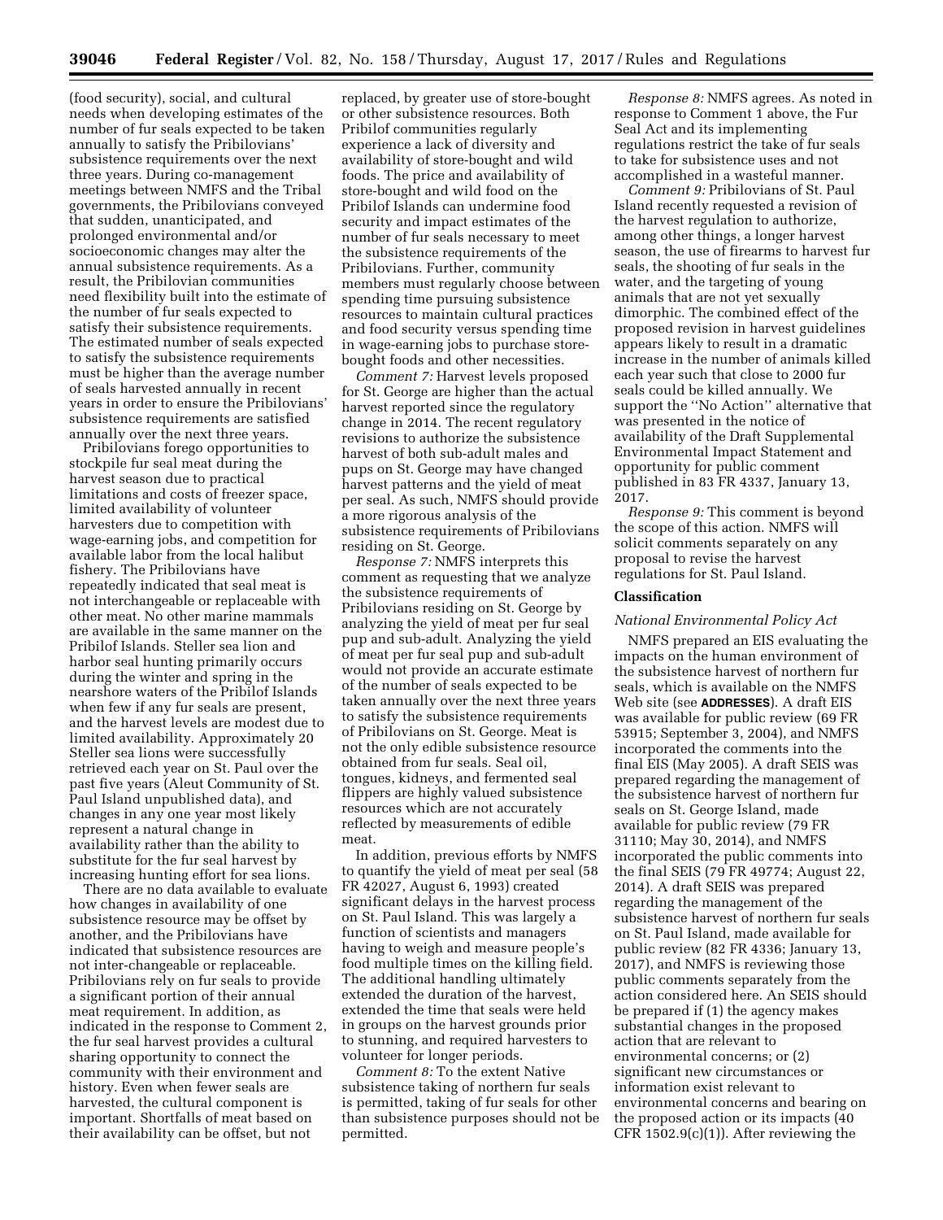(food security), social, and cultural needs when developing estimates of the number of fur seals expected to be taken annually to satisfy the Pribilovians' subsistence requirements over the next three years. During co-management meetings between NMFS and the Tribal governments, the Pribilovians conveyed that sudden, unanticipated, and prolonged environmental and/or socioeconomic changes may alter the annual subsistence requirements. As a result, the Pribilovian communities need flexibility built into the estimate of the number of fur seals expected to satisfy their subsistence requirements. The estimated number of seals expected to satisfy the subsistence requirements must be higher than the average number of seals harvested annually in recent years in order to ensure the Pribilovians' subsistence requirements are satisfied annually over the next three years.

Pribilovians forego opportunities to stockpile fur seal meat during the harvest season due to practical limitations and costs of freezer space, limited availability of volunteer harvesters due to competition with wage-earning jobs, and competition for available labor from the local halibut fishery. The Pribilovians have repeatedly indicated that seal meat is not interchangeable or replaceable with other meat. No other marine mammals are available in the same manner on the Pribilof Islands. Steller sea lion and harbor seal hunting primarily occurs during the winter and spring in the nearshore waters of the Pribilof Islands when few if any fur seals are present, and the harvest levels are modest due to limited availability. Approximately 20 Steller sea lions were successfully retrieved each year on St. Paul over the past five years (Aleut Community of St. Paul Island unpublished data), and changes in any one year most likely represent a natural change in availability rather than the ability to substitute for the fur seal harvest by increasing hunting effort for sea lions.

There are no data available to evaluate how changes in availability of one subsistence resource may be offset by another, and the Pribilovians have indicated that subsistence resources are not inter-changeable or replaceable. Pribilovians rely on fur seals to provide a significant portion of their annual meat requirement. In addition, as indicated in the response to Comment 2, the fur seal harvest provides a cultural sharing opportunity to connect the community with their environment and history. Even when fewer seals are harvested, the cultural component is important. Shortfalls of meat based on their availability can be offset, but not replaced, by greater use of store-bought or other subsistence resources. Both Pribilof communities regularly experience a lack of diversity and availability of store-bought and wild foods. The price and availability of store-bought and wild food on the Pribilof Islands can undermine food security and impact estimates of the number of fur seals necessary to meet the subsistence requirements of the Pribilovians. Further, community members must regularly choose between spending time pursuing subsistence resources to maintain cultural practices and food security versus spending time in wage-earning jobs to purchase store-bought foods and other necessities.

*Comment 7:* Harvest levels proposed for St. George are higher than the actual harvest reported since the regulatory change in 2014. The recent regulatory revisions to authorize the subsistence harvest of both sub-adult males and pups on St. George may have changed harvest patterns and the yield of meat per seal. As such, NMFS should provide a more rigorous analysis of the subsistence requirements of Pribilovians residing on St. George.

*Response 7:* NMFS interprets this comment as requesting that we analyze the subsistence requirements of Pribilovians residing on St. George by analyzing the yield of meat per fur seal pup and sub-adult. Analyzing the yield of meat per fur seal pup and sub-adult would not provide an accurate estimate of the number of seals expected to be taken annually over the next three years to satisfy the subsistence requirements of Pribilovians on St. George. Meat is not the only edible subsistence resource obtained from fur seals. Seal oil, tongues, kidneys, and fermented seal flippers are highly valued subsistence resources which are not accurately reflected by measurements of edible meat.

In addition, previous efforts by NMFS to quantify the yield of meat per seal (58 FR 42027, August 6, 1993) created significant delays in the harvest process on St. Paul Island. This was largely a function of scientists and managers having to weigh and measure people's food multiple times on the killing field. The additional handling ultimately extended the duration of the harvest, extended the time that seals were held in groups on the harvest grounds prior to stunning, and required harvesters to volunteer for longer periods.

*Comment 8:* To the extent Native subsistence taking of northern fur seals is permitted, taking of fur seals for other than subsistence purposes should not be permitted.

*Response 8:* NMFS agrees. As noted in response to Comment 1 above, the Fur Seal Act and its implementing regulations restrict the take of fur seals to take for subsistence uses and not accomplished in a wasteful manner.

*Comment 9:* Pribilovians of St. Paul Island recently requested a revision of the harvest regulation to authorize, among other things, a longer harvest season, the use of firearms to harvest fur seals, the shooting of fur seals in the water, and the targeting of young animals that are not yet sexually dimorphic. The combined effect of the proposed revision in harvest guidelines appears likely to result in a dramatic increase in the number of animals killed each year such that close to 2000 fur seals could be killed annually. We support the ''No Action'' alternative that was presented in the notice of availability of the Draft Supplemental Environmental Impact Statement and opportunity for public comment published in 83 FR 4337, January 13, 2017.

*Response 9:* This comment is beyond the scope of this action. NMFS will solicit comments separately on any proposal to revise the harvest regulations for St. Paul Island.

## Classification

### *National Environmental Policy Act*

NMFS prepared an EIS evaluating the impacts on the human environment of the subsistence harvest of northern fur seals, which is available on the NMFS Web site (see **ADDRESSES**). A draft EIS was available for public review (69 FR 53915; September 3, 2004), and NMFS incorporated the comments into the final EIS (May 2005). A draft SEIS was prepared regarding the management of the subsistence harvest of northern fur seals on St. George Island, made available for public review (79 FR 31110; May 30, 2014), and NMFS incorporated the public comments into the final SEIS (79 FR 49774; August 22, 2014). A draft SEIS was prepared regarding the management of the subsistence harvest of northern fur seals on St. Paul Island, made available for public review (82 FR 4336; January 13, 2017), and NMFS is reviewing those public comments separately from the action considered here. An SEIS should be prepared if (1) the agency makes substantial changes in the proposed action that are relevant to environmental concerns; or (2) significant new circumstances or information exist relevant to environmental concerns and bearing on the proposed action or its impacts (40 CFR 1502.9(c)(1)). After reviewing the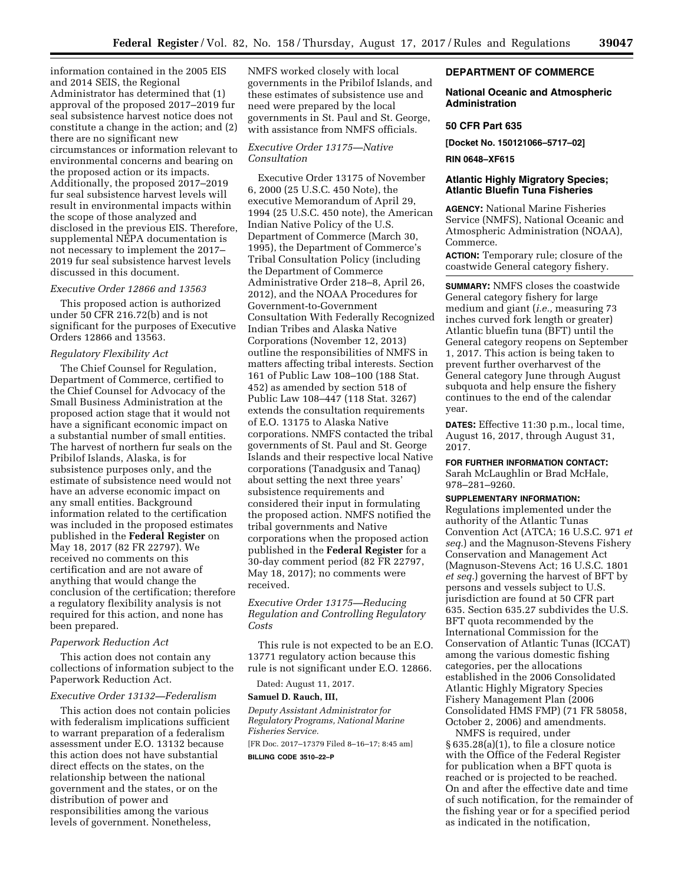information contained in the 2005 EIS and 2014 SEIS, the Regional Administrator has determined that (1) approval of the proposed 2017–2019 fur seal subsistence harvest notice does not constitute a change in the action; and (2) there are no significant new circumstances or information relevant to environmental concerns and bearing on the proposed action or its impacts. Additionally, the proposed 2017–2019 fur seal subsistence harvest levels will result in environmental impacts within the scope of those analyzed and disclosed in the previous EIS. Therefore, supplemental NEPA documentation is not necessary to implement the 2017–2019 fur seal subsistence harvest levels discussed in this document.

*Executive Order 12866 and 13563*

This proposed action is authorized under 50 CFR 216.72(b) and is not significant for the purposes of Executive Orders 12866 and 13563.

*Regulatory Flexibility Act*

The Chief Counsel for Regulation, Department of Commerce, certified to the Chief Counsel for Advocacy of the Small Business Administration at the proposed action stage that it would not have a significant economic impact on a substantial number of small entities. The harvest of northern fur seals on the Pribilof Islands, Alaska, is for subsistence purposes only, and the estimate of subsistence need would not have an adverse economic impact on any small entities. Background information related to the certification was included in the proposed estimates published in the **Federal Register** on May 18, 2017 (82 FR 22797). We received no comments on this certification and are not aware of anything that would change the conclusion of the certification; therefore a regulatory flexibility analysis is not required for this action, and none has been prepared.

*Paperwork Reduction Act*

This action does not contain any collections of information subject to the Paperwork Reduction Act.

*Executive Order 13132—Federalism*

This action does not contain policies with federalism implications sufficient to warrant preparation of a federalism assessment under E.O. 13132 because this action does not have substantial direct effects on the states, on the relationship between the national government and the states, or on the distribution of power and responsibilities among the various levels of government. Nonetheless, NMFS worked closely with local governments in the Pribilof Islands, and these estimates of subsistence use and need were prepared by the local governments in St. Paul and St. George, with assistance from NMFS officials.

*Executive Order 13175—Native Consultation*

Executive Order 13175 of November 6, 2000 (25 U.S.C. 450 Note), the executive Memorandum of April 29, 1994 (25 U.S.C. 450 note), the American Indian Native Policy of the U.S. Department of Commerce (March 30, 1995), the Department of Commerce's Tribal Consultation Policy (including the Department of Commerce Administrative Order 218–8, April 26, 2012), and the NOAA Procedures for Government-to-Government Consultation With Federally Recognized Indian Tribes and Alaska Native Corporations (November 12, 2013) outline the responsibilities of NMFS in matters affecting tribal interests. Section 161 of Public Law 108–100 (188 Stat. 452) as amended by section 518 of Public Law 108–447 (118 Stat. 3267) extends the consultation requirements of E.O. 13175 to Alaska Native corporations. NMFS contacted the tribal governments of St. Paul and St. George Islands and their respective local Native corporations (Tanadgusix and Tanaq) about setting the next three years' subsistence requirements and considered their input in formulating the proposed action. NMFS notified the tribal governments and Native corporations when the proposed action published in the **Federal Register** for a 30-day comment period (82 FR 22797, May 18, 2017); no comments were received.

*Executive Order 13175—Reducing Regulation and Controlling Regulatory Costs*

This rule is not expected to be an E.O. 13771 regulatory action because this rule is not significant under E.O. 12866.

Dated: August 11, 2017.

**Samuel D. Rauch, III,**

*Deputy Assistant Administrator for Regulatory Programs, National Marine Fisheries Service.*

[FR Doc. 2017–17379 Filed 8–16–17; 8:45 am]

**BILLING CODE 3510–22–P**

**DEPARTMENT OF COMMERCE**

**National Oceanic and Atmospheric Administration**

**50 CFR Part 635**

**[Docket No. 150121066–5717–02]**

**RIN 0648–XF615**

## Atlantic Highly Migratory Species; Atlantic Bluefin Tuna Fisheries

**AGENCY:** National Marine Fisheries Service (NMFS), National Oceanic and Atmospheric Administration (NOAA), Commerce.

**ACTION:** Temporary rule; closure of the coastwide General category fishery.

**SUMMARY:** NMFS closes the coastwide General category fishery for large medium and giant (*i.e.,* measuring 73 inches curved fork length or greater) Atlantic bluefin tuna (BFT) until the General category reopens on September 1, 2017. This action is being taken to prevent further overharvest of the General category June through August subquota and help ensure the fishery continues to the end of the calendar year.

**DATES:** Effective 11:30 p.m., local time, August 16, 2017, through August 31, 2017.

**FOR FURTHER INFORMATION CONTACT:** Sarah McLaughlin or Brad McHale, 978–281–9260.

**SUPPLEMENTARY INFORMATION:** Regulations implemented under the authority of the Atlantic Tunas Convention Act (ATCA; 16 U.S.C. 971 *et seq.*) and the Magnuson-Stevens Fishery Conservation and Management Act (Magnuson-Stevens Act; 16 U.S.C. 1801 *et seq.*) governing the harvest of BFT by persons and vessels subject to U.S. jurisdiction are found at 50 CFR part 635. Section 635.27 subdivides the U.S. BFT quota recommended by the International Commission for the Conservation of Atlantic Tunas (ICCAT) among the various domestic fishing categories, per the allocations established in the 2006 Consolidated Atlantic Highly Migratory Species Fishery Management Plan (2006 Consolidated HMS FMP) (71 FR 58058, October 2, 2006) and amendments.

NMFS is required, under § 635.28(a)(1), to file a closure notice with the Office of the Federal Register for publication when a BFT quota is reached or is projected to be reached. On and after the effective date and time of such notification, for the remainder of the fishing year or for a specified period as indicated in the notification,